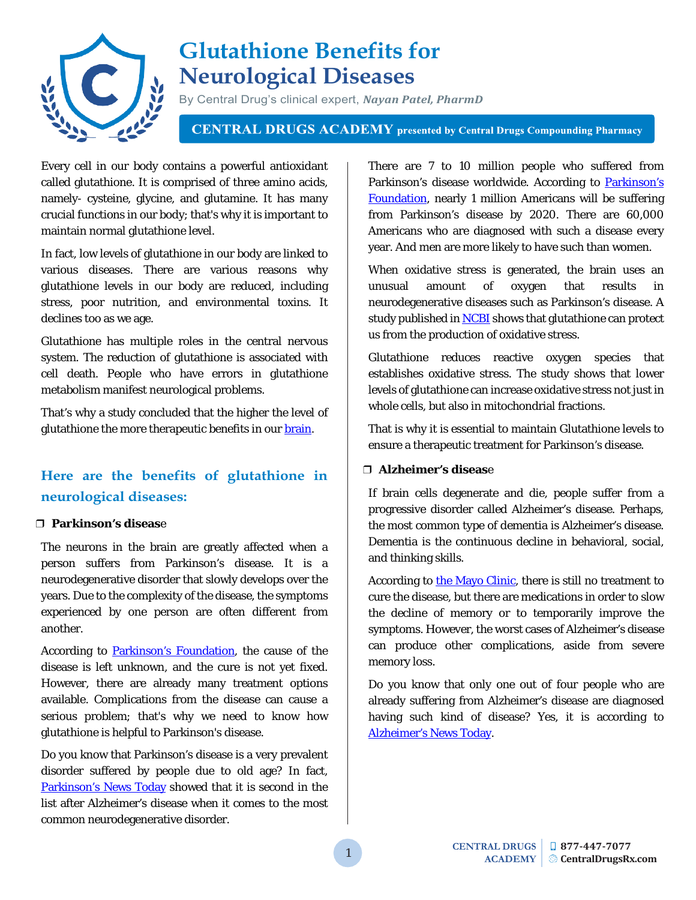# Glutathione Benefits for Neurological Diseases

By Central Drug's clinical expert, ***Nayan Patel, PharmD***

**CENTRAL DRUGS ACADEMY presented by Central Drugs Compounding Pharmacy**

Every cell in our body contains a powerful antioxidant called glutathione. It is comprised of three amino acids, namely- cysteine, glycine, and glutamine. It has many crucial functions in our body; that's why it is important to maintain normal glutathione level.

In fact, low levels of glutathione in our body are linked to various diseases. There are various reasons why glutathione levels in our body are reduced, including stress, poor nutrition, and environmental toxins. It declines too as we age.

Glutathione has multiple roles in the central nervous system. The reduction of glutathione is associated with cell death. People who have errors in glutathione metabolism manifest neurological problems.

That's why a study concluded that the higher the level of glutathione the more therapeutic benefits in our brain.

## Here are the benefits of glutathione in neurological diseases:

### ❒ Parkinson's disease

The neurons in the brain are greatly affected when a person suffers from Parkinson's disease. It is a neurodegenerative disorder that slowly develops over the years. Due to the complexity of the disease, the symptoms experienced by one person are often different from another.

According to Parkinson's Foundation, the cause of the disease is left unknown, and the cure is not yet fixed. However, there are already many treatment options available. Complications from the disease can cause a serious problem; that's why we need to know how glutathione is helpful to Parkinson's disease.

Do you know that Parkinson's disease is a very prevalent disorder suffered by people due to old age? In fact, Parkinson's News Today showed that it is second in the list after Alzheimer's disease when it comes to the most common neurodegenerative disorder.

There are 7 to 10 million people who suffered from Parkinson's disease worldwide. According to Parkinson's Foundation, nearly 1 million Americans will be suffering from Parkinson's disease by 2020. There are 60,000 Americans who are diagnosed with such a disease every year. And men are more likely to have such than women.

When oxidative stress is generated, the brain uses an unusual amount of oxygen that results in neurodegenerative diseases such as Parkinson's disease. A study published in NCBI shows that glutathione can protect us from the production of oxidative stress.

Glutathione reduces reactive oxygen species that establishes oxidative stress. The study shows that lower levels of glutathione can increase oxidative stress not just in whole cells, but also in mitochondrial fractions.

That is why it is essential to maintain Glutathione levels to ensure a therapeutic treatment for Parkinson's disease.

### ❒ Alzheimer's disease

If brain cells degenerate and die, people suffer from a progressive disorder called Alzheimer's disease. Perhaps, the most common type of dementia is Alzheimer's disease. Dementia is the continuous decline in behavioral, social, and thinking skills.

According to the Mayo Clinic, there is still no treatment to cure the disease, but there are medications in order to slow the decline of memory or to temporarily improve the symptoms. However, the worst cases of Alzheimer's disease can produce other complications, aside from severe memory loss.

Do you know that only one out of four people who are already suffering from Alzheimer's disease are diagnosed having such kind of disease? Yes, it is according to Alzheimer's News Today.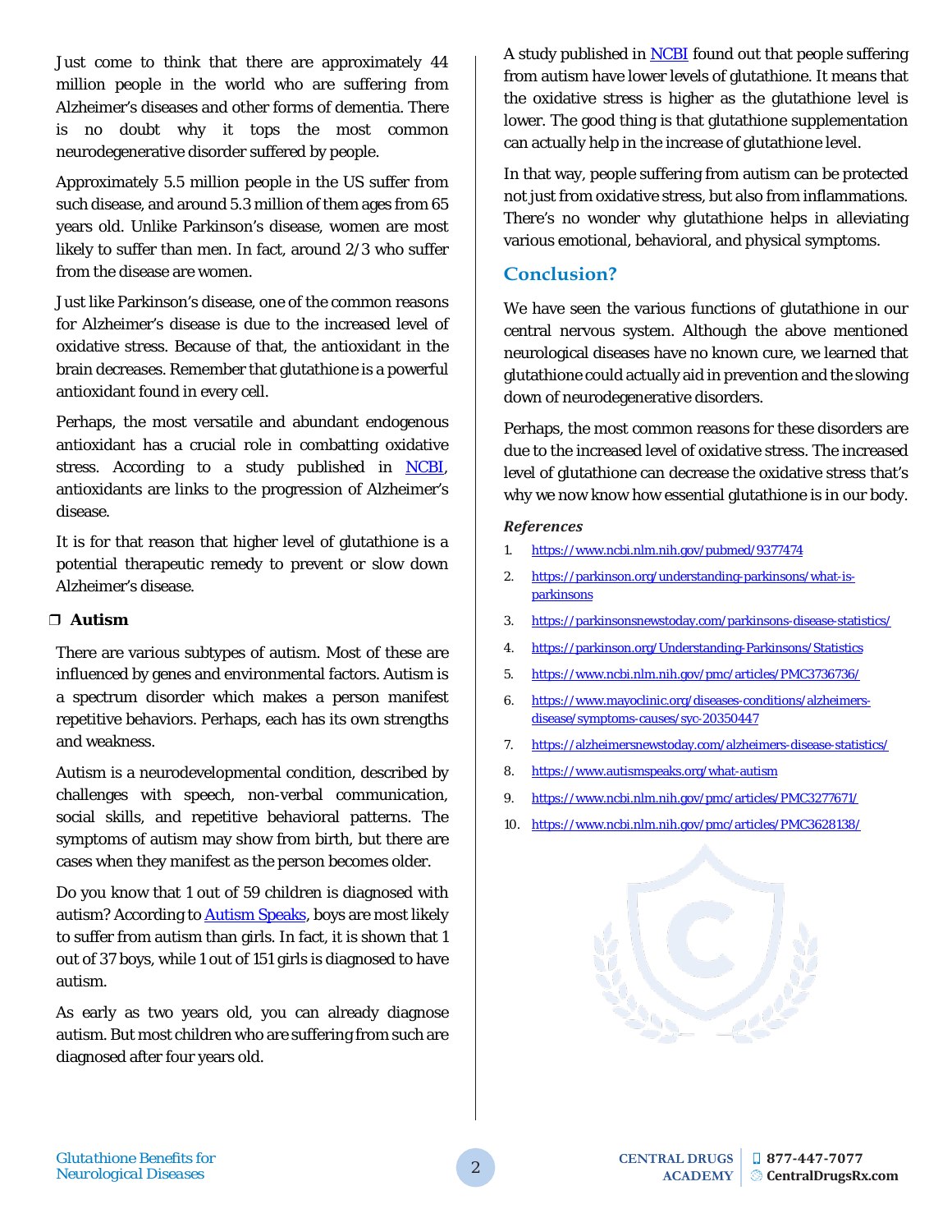Just come to think that there are approximately 44 million people in the world who are suffering from Alzheimer's diseases and other forms of dementia. There is no doubt why it tops the most common neurodegenerative disorder suffered by people.

Approximately 5.5 million people in the US suffer from such disease, and around 5.3 million of them ages from 65 years old. Unlike Parkinson's disease, women are most likely to suffer than men. In fact, around 2/3 who suffer from the disease are women.

Just like Parkinson's disease, one of the common reasons for Alzheimer's disease is due to the increased level of oxidative stress. Because of that, the antioxidant in the brain decreases. Remember that glutathione is a powerful antioxidant found in every cell.

Perhaps, the most versatile and abundant endogenous antioxidant has a crucial role in combatting oxidative stress. According to a study published in NCBI, antioxidants are links to the progression of Alzheimer's disease.

It is for that reason that higher level of glutathione is a potential therapeutic remedy to prevent or slow down Alzheimer's disease.

- **Autism**

There are various subtypes of autism. Most of these are influenced by genes and environmental factors. Autism is a spectrum disorder which makes a person manifest repetitive behaviors. Perhaps, each has its own strengths and weakness.

Autism is a neurodevelopmental condition, described by challenges with speech, non-verbal communication, social skills, and repetitive behavioral patterns. The symptoms of autism may show from birth, but there are cases when they manifest as the person becomes older.

Do you know that 1 out of 59 children is diagnosed with autism? According to Autism Speaks, boys are most likely to suffer from autism than girls. In fact, it is shown that 1 out of 37 boys, while 1 out of 151 girls is diagnosed to have autism.

As early as two years old, you can already diagnose autism. But most children who are suffering from such are diagnosed after four years old.

A study published in NCBI found out that people suffering from autism have lower levels of glutathione. It means that the oxidative stress is higher as the glutathione level is lower. The good thing is that glutathione supplementation can actually help in the increase of glutathione level.

In that way, people suffering from autism can be protected not just from oxidative stress, but also from inflammations. There's no wonder why glutathione helps in alleviating various emotional, behavioral, and physical symptoms.

## Conclusion?

We have seen the various functions of glutathione in our central nervous system. Although the above mentioned neurological diseases have no known cure, we learned that glutathione could actually aid in prevention and the slowing down of neurodegenerative disorders.

Perhaps, the most common reasons for these disorders are due to the increased level of oxidative stress. The increased level of glutathione can decrease the oxidative stress that's why we now know how essential glutathione is in our body.

***References***

1. https://www.ncbi.nlm.nih.gov/pubmed/9377474
2. https://parkinson.org/understanding-parkinsons/what-is-parkinsons
3. https://parkinsonsnewstoday.com/parkinsons-disease-statistics/
4. https://parkinson.org/Understanding-Parkinsons/Statistics
5. https://www.ncbi.nlm.nih.gov/pmc/articles/PMC3736736/
6. https://www.mayoclinic.org/diseases-conditions/alzheimers-disease/symptoms-causes/syc-20350447
7. https://alzheimersnewstoday.com/alzheimers-disease-statistics/
8. https://www.autismspeaks.org/what-autism
9. https://www.ncbi.nlm.nih.gov/pmc/articles/PMC3277671/
10. https://www.ncbi.nlm.nih.gov/pmc/articles/PMC3628138/